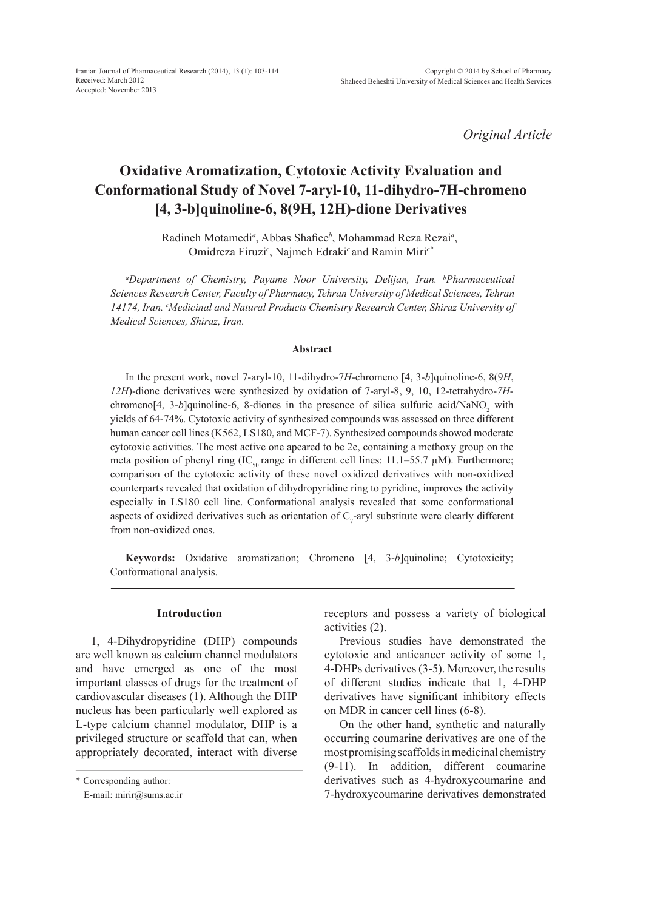*Original Article*

# Oxidative Aromatization, Cytotoxic Activity Evaluation and Conformational Study of Novel 7-aryl-10, 11-dihydro-7H-chromeno [4, 3-b]quinoline-6, 8(9H, 12H)-dione Derivatives

Radineh Motamedi[a], Abbas Shafiee[b], Mohammad Reza Rezai[a], Omidreza Firuzi[c], Najmeh Edraki[c] and Ramin Miri[c*]

*[a]Department of Chemistry, Payame Noor University, Delijan, Iran. [b]Pharmaceutical Sciences Research Center, Faculty of Pharmacy, Tehran University of Medical Sciences, Tehran 14174, Iran. [c]Medicinal and Natural Products Chemistry Research Center, Shiraz University of Medical Sciences, Shiraz, Iran.*

### Abstract

In the present work, novel 7-aryl-10, 11-dihydro-7*H*-chromeno [4, 3-*b*]quinoline-6, 8(9*H*, *12H*)-dione derivatives were synthesized by oxidation of 7-aryl-8, 9, 10, 12-tetrahydro-*7H*-chromeno[4, 3-*b*]quinoline-6, 8-diones in the presence of silica sulfuric acid/$NaNO_2$ with yields of 64-74%. Cytotoxic activity of synthesized compounds was assessed on three different human cancer cell lines (K562, LS180, and MCF-7). Synthesized compounds showed moderate cytotoxic activities. The most active one apeared to be 2e, containing a methoxy group on the meta position of phenyl ring ($IC_{50}$ range in different cell lines: 11.1–55.7 µM). Furthermore; comparison of the cytotoxic activity of these novel oxidized derivatives with non-oxidized counterparts revealed that oxidation of dihydropyridine ring to pyridine, improves the activity especially in LS180 cell line. Conformational analysis revealed that some conformational aspects of oxidized derivatives such as orientation of $C_7$-aryl substitute were clearly different from non-oxidized ones.

**Keywords:** Oxidative aromatization; Chromeno [4, 3-*b*]quinoline; Cytotoxicity; Conformational analysis.

## Introduction

1, 4-Dihydropyridine (DHP) compounds are well known as calcium channel modulators and have emerged as one of the most important classes of drugs for the treatment of cardiovascular diseases (1). Although the DHP nucleus has been particularly well explored as L-type calcium channel modulator, DHP is a privileged structure or scaffold that can, when appropriately decorated, interact with diverse receptors and possess a variety of biological activities (2).

Previous studies have demonstrated the cytotoxic and anticancer activity of some 1, 4-DHPs derivatives (3-5). Moreover, the results of different studies indicate that 1, 4-DHP derivatives have significant inhibitory effects on MDR in cancer cell lines (6-8).

On the other hand, synthetic and naturally occurring coumarine derivatives are one of the most promising scaffolds in medicinal chemistry (9-11). In addition, different coumarine derivatives such as 4-hydroxycoumarine and 7-hydroxycoumarine derivatives demonstrated

\* Corresponding author:
E-mail: mirir@sums.ac.ir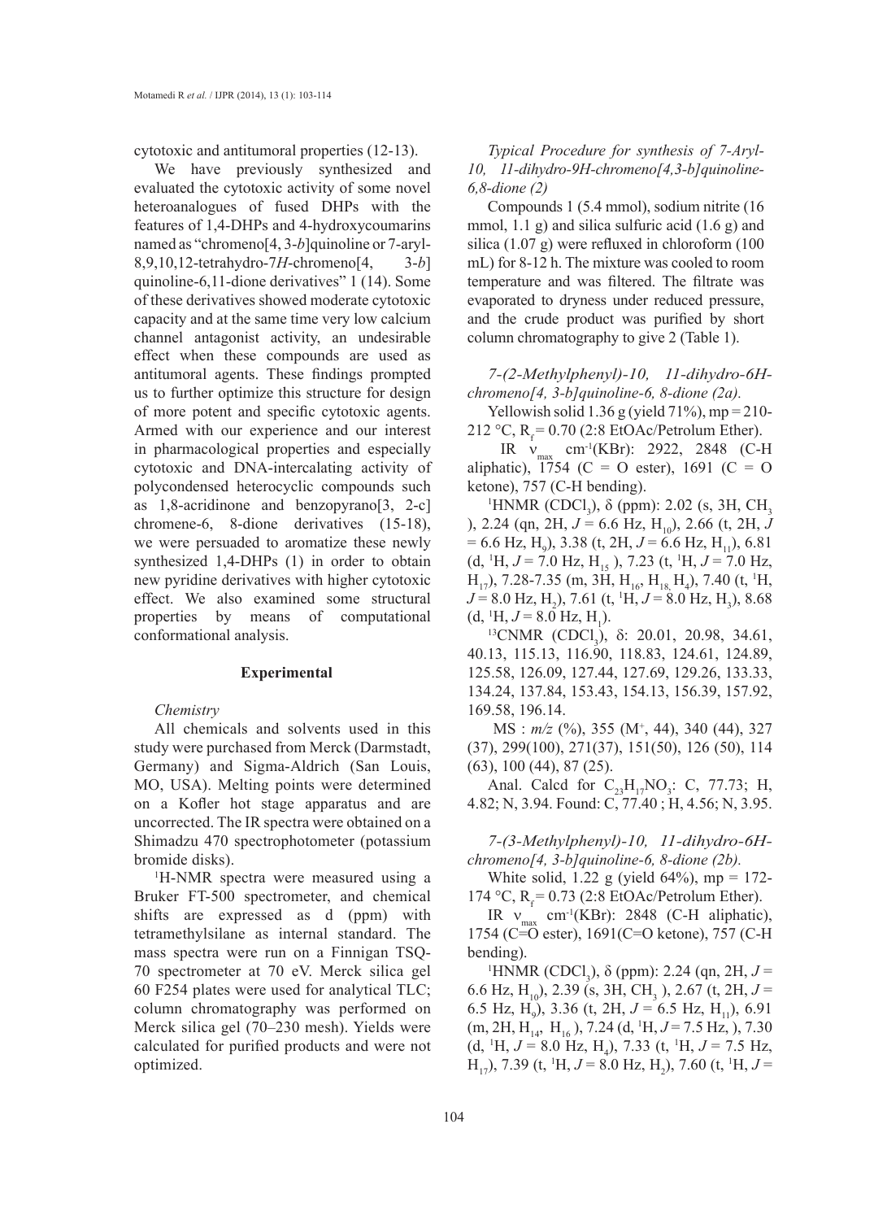cytotoxic and antitumoral properties (12-13).

We have previously synthesized and evaluated the cytotoxic activity of some novel heteroanalogues of fused DHPs with the features of 1,4-DHPs and 4-hydroxycoumarins named as "chromeno[4, 3-*b*]quinoline or 7-aryl-8,9,10,12-tetrahydro-7*H*-chromeno[4, 3-*b*] quinoline-6,11-dione derivatives" 1 (14). Some of these derivatives showed moderate cytotoxic capacity and at the same time very low calcium channel antagonist activity, an undesirable effect when these compounds are used as antitumoral agents. These findings prompted us to further optimize this structure for design of more potent and specific cytotoxic agents. Armed with our experience and our interest in pharmacological properties and especially cytotoxic and DNA-intercalating activity of polycondensed heterocyclic compounds such as 1,8-acridinone and benzopyrano[3, 2-c] chromene-6, 8-dione derivatives (15-18), we were persuaded to aromatize these newly synthesized 1,4-DHPs (1) in order to obtain new pyridine derivatives with higher cytotoxic effect. We also examined some structural properties by means of computational conformational analysis.

## Experimental

### *Chemistry*

All chemicals and solvents used in this study were purchased from Merck (Darmstadt, Germany) and Sigma-Aldrich (San Louis, MO, USA). Melting points were determined on a Kofler hot stage apparatus and are uncorrected. The IR spectra were obtained on a Shimadzu 470 spectrophotometer (potassium bromide disks).

$^1$H-NMR spectra were measured using a Bruker FT-500 spectrometer, and chemical shifts are expressed as d (ppm) with tetramethylsilane as internal standard. The mass spectra were run on a Finnigan TSQ-70 spectrometer at 70 eV. Merck silica gel 60 F254 plates were used for analytical TLC; column chromatography was performed on Merck silica gel (70–230 mesh). Yields were calculated for purified products and were not optimized.

### *Typical Procedure for synthesis of 7-Aryl-10, 11-dihydro-9H-chromeno[4,3-b]quinoline-6,8-dione (2)*

Compounds 1 (5.4 mmol), sodium nitrite (16 mmol, 1.1 g) and silica sulfuric acid (1.6 g) and silica (1.07 g) were refluxed in chloroform (100 mL) for 8-12 h. The mixture was cooled to room temperature and was filtered. The filtrate was evaporated to dryness under reduced pressure, and the crude product was purified by short column chromatography to give 2 (Table 1).

### *7-(2-Methylphenyl)-10, 11-dihydro-6H-chromeno[4, 3-b]quinoline-6, 8-dione (2a).*

Yellowish solid 1.36 g (yield 71%), mp = 210-212 °C, $R_f$ = 0.70 (2:8 EtOAc/Petrolum Ether).

IR $\nu_{max}$ cm$^{-1}$(KBr): 2922, 2848 (C-H aliphatic), 1754 (C = O ester), 1691 (C = O ketone), 757 (C-H bending).

$^1$HNMR ($CDCl_3$), δ (ppm): 2.02 (s, 3H, $CH_3$ ), 2.24 (qn, 2H, $J$ = 6.6 Hz, $H_{10}$), 2.66 (t, 2H, $J$ = 6.6 Hz, $H_9$), 3.38 (t, 2H, $J$ = 6.6 Hz, $H_{11}$), 6.81 (d, $^1$H, $J$ = 7.0 Hz, $H_{15}$ ), 7.23 (t, $^1$H, $J$ = 7.0 Hz, $H_{17}$), 7.28-7.35 (m, 3H, $H_{16}$, $H_{18}$, $H_4$), 7.40 (t, $^1$H, $J$ = 8.0 Hz, $H_2$), 7.61 (t, $^1$H, $J$ = 8.0 Hz, $H_3$), 8.68 (d, $^1$H, $J$ = 8.0 Hz, $H_1$).

$^{13}$CNMR ($CDCl_3$), δ: 20.01, 20.98, 34.61, 40.13, 115.13, 116.90, 118.83, 124.61, 124.89, 125.58, 126.09, 127.44, 127.69, 129.26, 133.33, 134.24, 137.84, 153.43, 154.13, 156.39, 157.92, 169.58, 196.14.

MS : *m/z* (%), 355 (M$^+$, 44), 340 (44), 327 (37), 299(100), 271(37), 151(50), 126 (50), 114 (63), 100 (44), 87 (25).

Anal. Calcd for $C_{23}H_{17}NO_3$: C, 77.73; H, 4.82; N, 3.94. Found: C, 77.40 ; H, 4.56; N, 3.95.

### *7-(3-Methylphenyl)-10, 11-dihydro-6H-chromeno[4, 3-b]quinoline-6, 8-dione (2b).*

White solid, 1.22 g (yield 64%), mp = 172-174 °C, $R_f$ = 0.73 (2:8 EtOAc/Petrolum Ether).

IR $\nu_{max}$ cm$^{-1}$(KBr): 2848 (C-H aliphatic), 1754 (C=O ester), 1691(C=O ketone), 757 (C-H bending).

$^1$HNMR ($CDCl_3$), δ (ppm): 2.24 (qn, 2H, $J$ = 6.6 Hz, $H_{10}$), 2.39 (s, 3H, $CH_3$ ), 2.67 (t, 2H, $J$ = 6.5 Hz, $H_9$), 3.36 (t, 2H, $J$ = 6.5 Hz, $H_{11}$), 6.91 (m, 2H, $H_{14}$, $H_{16}$ ), 7.24 (d, $^1$H, $J$ = 7.5 Hz, ), 7.30 (d, $^1$H, $J$ = 8.0 Hz, $H_4$), 7.33 (t, $^1$H, $J$ = 7.5 Hz, $H_{17}$), 7.39 (t, $^1$H, $J$ = 8.0 Hz, $H_2$), 7.60 (t, $^1$H, $J$ =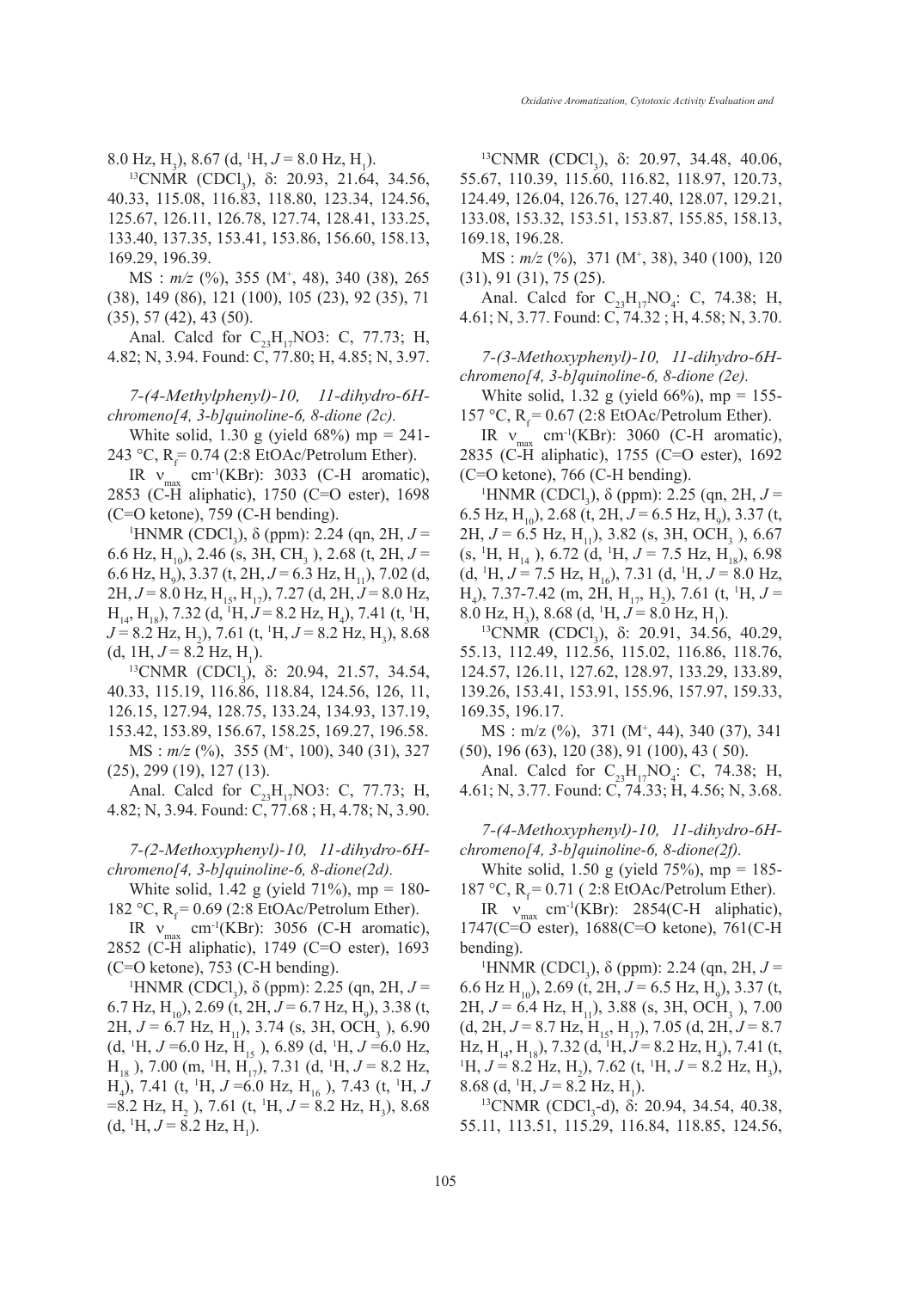8.0 Hz, $H_3$), 8.67 (d, $^1H$, $J$ = 8.0 Hz, $H_1$).

$^{13}$CNMR ($CDCl_3$), δ: 20.93, 21.64, 34.56, 40.33, 115.08, 116.83, 118.80, 123.34, 124.56, 125.67, 126.11, 126.78, 127.74, 128.41, 133.25, 133.40, 137.35, 153.41, 153.86, 156.60, 158.13, 169.29, 196.39.

MS : $m/z$ (%), 355 ($M^+$, 48), 340 (38), 265 (38), 149 (86), 121 (100), 105 (23), 92 (35), 71 (35), 57 (42), 43 (50).

Anal. Calcd for $C_{23}H_{17}$NO3: C, 77.73; H, 4.82; N, 3.94. Found: C, 77.80; H, 4.85; N, 3.97.

*7-(4-Methylphenyl)-10, 11-dihydro-6H-chromeno[4, 3-b]quinoline-6, 8-dione (2c).*

White solid, 1.30 g (yield 68%) mp = 241-243 °C, $R_f$ = 0.74 (2:8 EtOAc/Petrolum Ether).

IR $\nu_{max}$ $cm^{-1}$(KBr): 3033 (C-H aromatic), 2853 (C-H aliphatic), 1750 (C=O ester), 1698 (C=O ketone), 759 (C-H bending).

$^1$HNMR ($CDCl_3$), δ (ppm): 2.24 (qn, 2H, $J$ = 6.6 Hz, $H_{10}$), 2.46 (s, 3H, $CH_3$ ), 2.68 (t, 2H, $J$ = 6.6 Hz, $H_9$), 3.37 (t, 2H, $J$ = 6.3 Hz, $H_{11}$), 7.02 (d, 2H, $J$ = 8.0 Hz, $H_{15}$, $H_{17}$), 7.27 (d, 2H, $J$ = 8.0 Hz, $H_{14}$, $H_{18}$), 7.32 (d, $^1H$, $J$ = 8.2 Hz, $H_4$), 7.41 (t, $^1H$, $J$ = 8.2 Hz, $H_2$), 7.61 (t, $^1H$, $J$ = 8.2 Hz, $H_3$), 8.68 (d, 1H, $J$ = 8.2 Hz, $H_1$).

$^{13}$CNMR ($CDCl_3$), δ: 20.94, 21.57, 34.54, 40.33, 115.19, 116.86, 118.84, 124.56, 126, 11, 126.15, 127.94, 128.75, 133.24, 134.93, 137.19, 153.42, 153.89, 156.67, 158.25, 169.27, 196.58.

MS : $m/z$ (%), 355 ($M^+$, 100), 340 (31), 327 (25), 299 (19), 127 (13).

Anal. Calcd for $C_{23}H_{17}$NO3: C, 77.73; H, 4.82; N, 3.94. Found: C, 77.68 ; H, 4.78; N, 3.90.

*7-(2-Methoxyphenyl)-10, 11-dihydro-6H-chromeno[4, 3-b]quinoline-6, 8-dione(2d).*

White solid, 1.42 g (yield 71%), mp = 180-182 °C, $R_f$ = 0.69 (2:8 EtOAc/Petrolum Ether).

IR $\nu_{max}$ $cm^{-1}$(KBr): 3056 (C-H aromatic), 2852 (C-H aliphatic), 1749 (C=O ester), 1693 (C=O ketone), 753 (C-H bending).

$^1$HNMR ($CDCl_3$), δ (ppm): 2.25 (qn, 2H, $J$ = 6.7 Hz, $H_{10}$), 2.69 (t, 2H, $J$ = 6.7 Hz, $H_9$), 3.38 (t, 2H, $J$ = 6.7 Hz, $H_{11}$), 3.74 (s, 3H, $OCH_3$ ), 6.90 (d, $^1H$, $J$ =6.0 Hz, $H_{15}$ ), 6.89 (d, $^1H$, $J$ =6.0 Hz, $H_{18}$ ), 7.00 (m, $^1H$, $H_{17}$), 7.31 (d, $^1H$, $J$ = 8.2 Hz, $H_4$), 7.41 (t, $^1H$, $J$ =6.0 Hz, $H_{16}$ ), 7.43 (t, $^1H$, $J$ =8.2 Hz, $H_2$ ), 7.61 (t, $^1H$, $J$ = 8.2 Hz, $H_3$), 8.68 (d, $^1H$, $J$ = 8.2 Hz, $H_1$).

$^{13}$CNMR ($CDCl_3$), δ: 20.97, 34.48, 40.06, 55.67, 110.39, 115.60, 116.82, 118.97, 120.73, 124.49, 126.04, 126.76, 127.40, 128.07, 129.21, 133.08, 153.32, 153.51, 153.87, 155.85, 158.13, 169.18, 196.28.

MS : $m/z$ (%), 371 ($M^+$, 38), 340 (100), 120 (31), 91 (31), 75 (25).

Anal. Calcd for $C_{23}H_{17}NO_4$: C, 74.38; H, 4.61; N, 3.77. Found: C, 74.32 ; H, 4.58; N, 3.70.

*7-(3-Methoxyphenyl)-10, 11-dihydro-6H-chromeno[4, 3-b]quinoline-6, 8-dione (2e).*

White solid, 1.32 g (yield 66%), mp = 155-157 °C, $R_f$ = 0.67 (2:8 EtOAc/Petrolum Ether).

IR $\nu_{max}$ $cm^{-1}$(KBr): 3060 (C-H aromatic), 2835 (C-H aliphatic), 1755 (C=O ester), 1692 (C=O ketone), 766 (C-H bending).

$^1$HNMR ($CDCl_3$), δ (ppm): 2.25 (qn, 2H, $J$ = 6.5 Hz, $H_{10}$), 2.68 (t, 2H, $J$ = 6.5 Hz, $H_9$), 3.37 (t, 2H, $J$ = 6.5 Hz, $H_{11}$), 3.82 (s, 3H, $OCH_3$ ), 6.67 (s, $^1H$, $H_{14}$ ), 6.72 (d, $^1H$, $J$ = 7.5 Hz, $H_{18}$), 6.98 (d, $^1H$, $J$ = 7.5 Hz, $H_{16}$), 7.31 (d, $^1H$, $J$ = 8.0 Hz, $H_4$), 7.37-7.42 (m, 2H, $H_{17}$, $H_2$), 7.61 (t, $^1H$, $J$ = 8.0 Hz, $H_3$), 8.68 (d, $^1H$, $J$ = 8.0 Hz, $H_1$).

$^{13}$CNMR ($CDCl_3$), δ: 20.91, 34.56, 40.29, 55.13, 112.49, 112.56, 115.02, 116.86, 118.76, 124.57, 126.11, 127.62, 128.97, 133.29, 133.89, 139.26, 153.41, 153.91, 155.96, 157.97, 159.33, 169.35, 196.17.

MS : m/z (%), 371 ($M^+$, 44), 340 (37), 341 (50), 196 (63), 120 (38), 91 (100), 43 ( 50).

Anal. Calcd for $C_{23}H_{17}NO_4$: C, 74.38; H, 4.61; N, 3.77. Found: C, 74.33; H, 4.56; N, 3.68.

*7-(4-Methoxyphenyl)-10, 11-dihydro-6H-chromeno[4, 3-b]quinoline-6, 8-dione(2f).*

White solid, 1.50 g (yield 75%), mp = 185-187 °C, $R_f$ = 0.71 ( 2:8 EtOAc/Petrolum Ether).

IR $\nu_{max}$ $cm^{-1}$(KBr): 2854(C-H aliphatic), 1747(C=O ester), 1688(C=O ketone), 761(C-H bending).

$^1$HNMR ($CDCl_3$), δ (ppm): 2.24 (qn, 2H, $J$ = 6.6 Hz $H_{10}$), 2.69 (t, 2H, $J$ = 6.5 Hz, $H_9$), 3.37 (t, 2H, $J$ = 6.4 Hz, $H_{11}$), 3.88 (s, 3H, $OCH_3$ ), 7.00 (d, 2H, $J$ = 8.7 Hz, $H_{15}$, $H_{17}$), 7.05 (d, 2H, $J$ = 8.7 Hz, $H_{14}$, $H_{18}$), 7.32 (d, $^1H$, $J$ = 8.2 Hz, $H_4$), 7.41 (t, $^1H$, $J$ = 8.2 Hz, $H_2$), 7.62 (t, $^1H$, $J$ = 8.2 Hz, $H_3$), 8.68 (d, $^1H$, $J$ = 8.2 Hz, $H_1$).

$^{13}$CNMR ($CDCl_3$-d), δ: 20.94, 34.54, 40.38, 55.11, 113.51, 115.29, 116.84, 118.85, 124.56,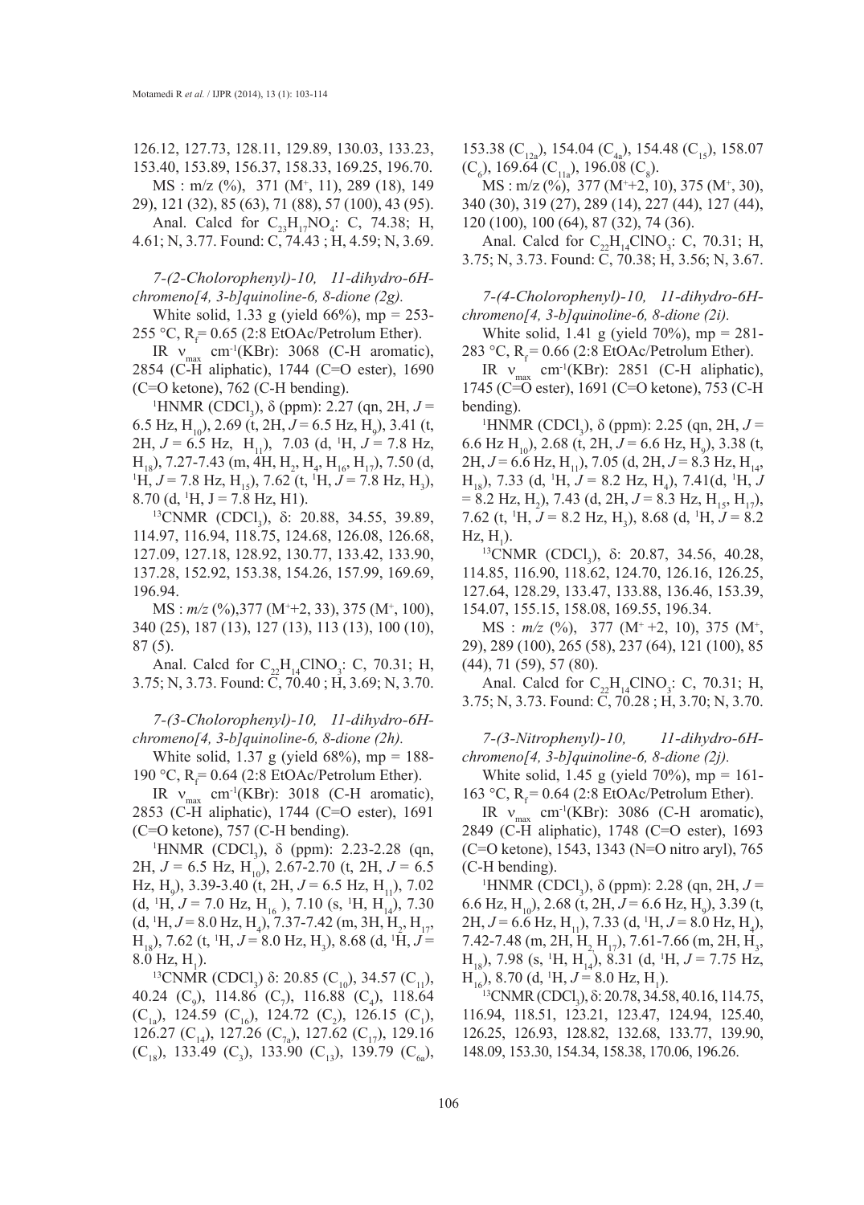126.12, 127.73, 128.11, 129.89, 130.03, 133.23, 153.40, 153.89, 156.37, 158.33, 169.25, 196.70.

MS : m/z (%), 371 ($M^+$, 11), 289 (18), 149 29), 121 (32), 85 (63), 71 (88), 57 (100), 43 (95).

Anal. Calcd for $C_{23}H_{17}NO_4$: C, 74.38; H, 4.61; N, 3.77. Found: C, 74.43 ; H, 4.59; N, 3.69.

*7-(2-Cholorophenyl)-10, 11-dihydro-6H-chromeno[4, 3-b]quinoline-6, 8-dione (2g).*

White solid, 1.33 g (yield 66%), mp = 253-255 °C, $R_f$= 0.65 (2:8 EtOAc/Petrolum Ether).

IR $\nu_{max}$ $cm^{-1}$(KBr): 3068 (C-H aromatic), 2854 (C-H aliphatic), 1744 (C=O ester), 1690 (C=O ketone), 762 (C-H bending).

$^1$HNMR ($CDCl_3$), δ (ppm): 2.27 (qn, 2H, $J$ = 6.5 Hz, $H_{10}$), 2.69 (t, 2H, $J$ = 6.5 Hz, $H_9$), 3.41 (t, 2H, $J$ = 6.5 Hz, $H_{11}$), 7.03 (d, $^1$H, $J$ = 7.8 Hz, $H_{18}$), 7.27-7.43 (m, 4H, $H_2$, $H_4$, $H_{16}$, $H_{17}$), 7.50 (d, $^1$H, $J$ = 7.8 Hz, $H_{15}$), 7.62 (t, $^1$H, $J$ = 7.8 Hz, $H_3$), 8.70 (d, $^1$H, J = 7.8 Hz, H1).

$^{13}$CNMR ($CDCl_3$), δ: 20.88, 34.55, 39.89, 114.97, 116.94, 118.75, 124.68, 126.08, 126.68, 127.09, 127.18, 128.92, 130.77, 133.42, 133.90, 137.28, 152.92, 153.38, 154.26, 157.99, 169.69, 196.94.

MS : $m/z$ (%),377 ($M^+$+2, 33), 375 ($M^+$, 100), 340 (25), 187 (13), 127 (13), 113 (13), 100 (10), 87 (5).

Anal. Calcd for $C_{22}H_{14}ClNO_3$: C, 70.31; H, 3.75; N, 3.73. Found: C, 70.40 ; H, 3.69; N, 3.70.

*7-(3-Cholorophenyl)-10, 11-dihydro-6H-chromeno[4, 3-b]quinoline-6, 8-dione (2h).*

White solid, 1.37 g (yield 68%), mp = 188-190 °C, $R_f$= 0.64 (2:8 EtOAc/Petrolum Ether).

IR $\nu_{max}$ $cm^{-1}$(KBr): 3018 (C-H aromatic), 2853 (C-H aliphatic), 1744 (C=O ester), 1691 (C=O ketone), 757 (C-H bending).

$^1$HNMR ($CDCl_3$), δ (ppm): 2.23-2.28 (qn, 2H, $J$ = 6.5 Hz, $H_{10}$), 2.67-2.70 (t, 2H, $J$ = 6.5 Hz, $H_9$), 3.39-3.40 (t, 2H, $J$ = 6.5 Hz, $H_{11}$), 7.02 (d, $^1$H, $J$ = 7.0 Hz, $H_{16}$ ), 7.10 (s, $^1$H, $H_{14}$), 7.30 (d, $^1$H, $J$ = 8.0 Hz, $H_4$), 7.37-7.42 (m, 3H, $H_2$, $H_{17}$, $H_{18}$), 7.62 (t, $^1$H, $J$ = 8.0 Hz, $H_3$), 8.68 (d, $^1$H, $J$ = 8.0 Hz, $H_1$).

$^{13}$CNMR ($CDCl_3$) δ: 20.85 ($C_{10}$), 34.57 ($C_{11}$), 40.24 ($C_9$), 114.86 ($C_7$), 116.88 ($C_4$), 118.64 ($C_{1a}$), 124.59 ($C_{16}$), 124.72 ($C_2$), 126.15 ($C_1$), 126.27 ($C_{14}$), 127.26 ($C_{7a}$), 127.62 ($C_{17}$), 129.16 ($C_{18}$), 133.49 ($C_3$), 133.90 ($C_{13}$), 139.79 ($C_{6a}$), 153.38 ($C_{12a}$), 154.04 ($C_{4a}$), 154.48 ($C_{15}$), 158.07 ($C_6$), 169.64 ($C_{11a}$), 196.08 ($C_8$).

MS : m/z (%), 377 ($M^+$+2, 10), 375 ($M^+$, 30), 340 (30), 319 (27), 289 (14), 227 (44), 127 (44), 120 (100), 100 (64), 87 (32), 74 (36).

Anal. Calcd for $C_{22}H_{14}ClNO_3$: C, 70.31; H, 3.75; N, 3.73. Found: C, 70.38; H, 3.56; N, 3.67.

*7-(4-Cholorophenyl)-10, 11-dihydro-6H-chromeno[4, 3-b]quinoline-6, 8-dione (2i).*

White solid, 1.41 g (yield 70%), mp = 281-283 °C, $R_f$= 0.66 (2:8 EtOAc/Petrolum Ether).

IR $\nu_{max}$ $cm^{-1}$(KBr): 2851 (C-H aliphatic), 1745 (C=O ester), 1691 (C=O ketone), 753 (C-H bending).

$^1$HNMR ($CDCl_3$), δ (ppm): 2.25 (qn, 2H, $J$ = 6.6 Hz $H_{10}$), 2.68 (t, 2H, $J$ = 6.6 Hz, $H_9$), 3.38 (t, 2H, $J$ = 6.6 Hz, $H_{11}$), 7.05 (d, 2H, $J$ = 8.3 Hz, $H_{14}$, $H_{18}$), 7.33 (d, $^1$H, $J$ = 8.2 Hz, $H_4$), 7.41(d, $^1$H, $J$ = 8.2 Hz, $H_2$), 7.43 (d, 2H, $J$ = 8.3 Hz, $H_{15}$, $H_{17}$), 7.62 (t, $^1$H, $J$ = 8.2 Hz, $H_3$), 8.68 (d, $^1$H, $J$ = 8.2 Hz, $H_1$).

$^{13}$CNMR ($CDCl_3$), δ: 20.87, 34.56, 40.28, 114.85, 116.90, 118.62, 124.70, 126.16, 126.25, 127.64, 128.29, 133.47, 133.88, 136.46, 153.39, 154.07, 155.15, 158.08, 169.55, 196.34.

MS : $m/z$ (%), 377 ($M^+$ +2, 10), 375 ($M^+$, 29), 289 (100), 265 (58), 237 (64), 121 (100), 85 (44), 71 (59), 57 (80).

Anal. Calcd for $C_{22}H_{14}ClNO_3$: C, 70.31; H, 3.75; N, 3.73. Found: C, 70.28 ; H, 3.70; N, 3.70.

*7-(3-Nitrophenyl)-10, 11-dihydro-6H-chromeno[4, 3-b]quinoline-6, 8-dione (2j).*

White solid, 1.45 g (yield 70%), mp = 161-163 °C, $R_f$= 0.64 (2:8 EtOAc/Petrolum Ether).

IR $\nu_{max}$ $cm^{-1}$(KBr): 3086 (C-H aromatic), 2849 (C-H aliphatic), 1748 (C=O ester), 1693 (C=O ketone), 1543, 1343 (N=O nitro aryl), 765 (C-H bending).

$^1$HNMR ($CDCl_3$), δ (ppm): 2.28 (qn, 2H, $J$ = 6.6 Hz, $H_{10}$), 2.68 (t, 2H, $J$ = 6.6 Hz, $H_9$), 3.39 (t, 2H, $J$ = 6.6 Hz, $H_{11}$), 7.33 (d, $^1$H, $J$ = 8.0 Hz, $H_4$), 7.42-7.48 (m, 2H, $H_2$ $H_{17}$), 7.61-7.66 (m, 2H, $H_3$, $H_{18}$), 7.98 (s, $^1$H, $H_{14}$), 8.31 (d, $^1$H, $J$ = 7.75 Hz, $H_{16}$), 8.70 (d, $^1$H, $J$ = 8.0 Hz, $H_1$).

$^{13}$CNMR ($CDCl_3$), δ: 20.78, 34.58, 40.16, 114.75, 116.94, 118.51, 123.21, 123.47, 124.94, 125.40, 126.25, 126.93, 128.82, 132.68, 133.77, 139.90, 148.09, 153.30, 154.34, 158.38, 170.06, 196.26.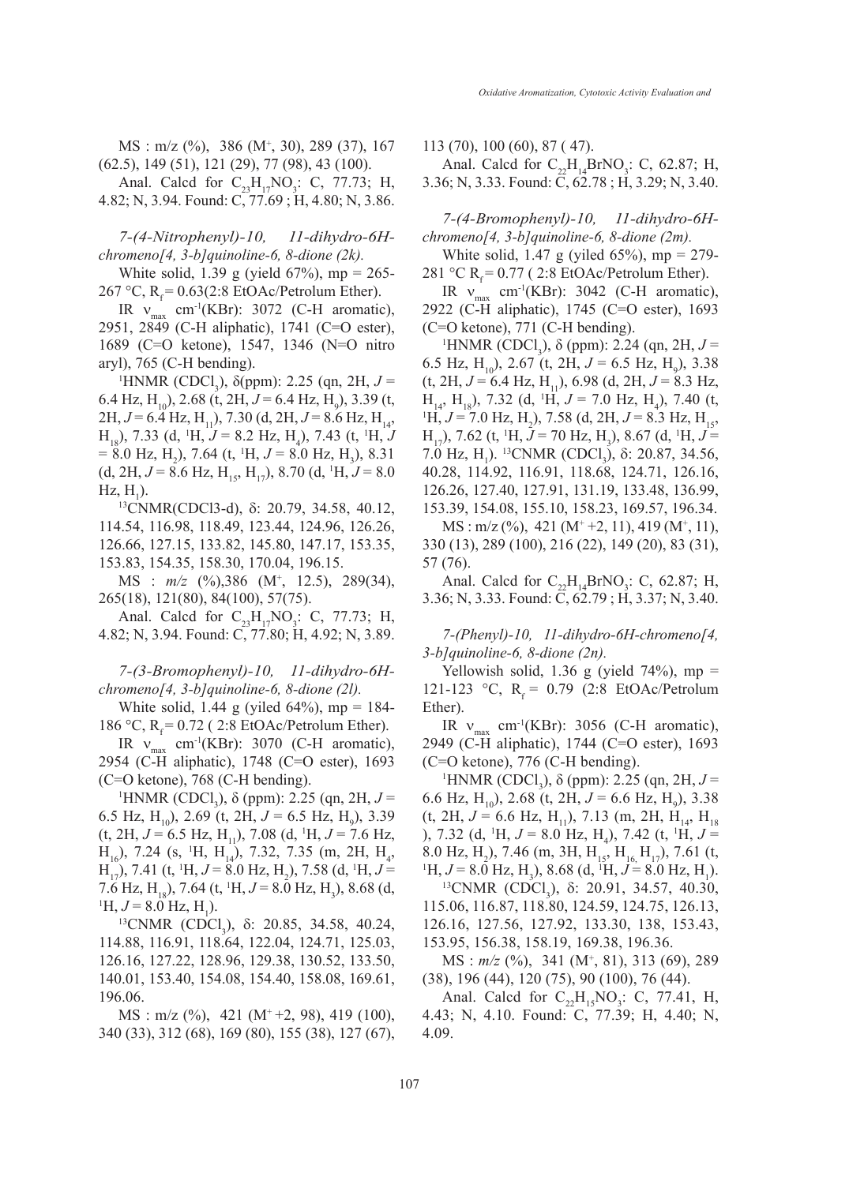MS : m/z (%), 386 ($M^+$, 30), 289 (37), 167 (62.5), 149 (51), 121 (29), 77 (98), 43 (100).

Anal. Calcd for $C_{23}H_{17}NO_3$: C, 77.73; H, 4.82; N, 3.94. Found: C, 77.69 ; H, 4.80; N, 3.86.

*7-(4-Nitrophenyl)-10, 11-dihydro-6H-chromeno[4, 3-b]quinoline-6, 8-dione (2k).*

White solid, 1.39 g (yield 67%), mp = 265-267 °C, $R_f$ = 0.63(2:8 EtOAc/Petrolum Ether).

IR $\nu_{max}$ $cm^{-1}$(KBr): 3072 (C-H aromatic), 2951, 2849 (C-H aliphatic), 1741 (C=O ester), 1689 (C=O ketone), 1547, 1346 (N=O nitro aryl), 765 (C-H bending).

$^1$HNMR ($CDCl_3$), δ(ppm): 2.25 (qn, 2H, $J$ = 6.4 Hz, $H_{10}$), 2.68 (t, 2H, $J$ = 6.4 Hz, $H_9$), 3.39 (t, 2H, $J$ = 6.4 Hz, $H_{11}$), 7.30 (d, 2H, $J$ = 8.6 Hz, $H_{14}$, $H_{18}$), 7.33 (d, $^1$H, $J$ = 8.2 Hz, $H_4$), 7.43 (t, $^1$H, $J$ = 8.0 Hz, $H_2$), 7.64 (t, $^1$H, $J$ = 8.0 Hz, $H_3$), 8.31 (d, 2H, $J$ = 8.6 Hz, $H_{15}$, $H_{17}$), 8.70 (d, $^1$H, $J$ = 8.0 Hz, $H_1$).

$^{13}$CNMR(CDCl3-d), δ: 20.79, 34.58, 40.12, 114.54, 116.98, 118.49, 123.44, 124.96, 126.26, 126.66, 127.15, 133.82, 145.80, 147.17, 153.35, 153.83, 154.35, 158.30, 170.04, 196.15.

MS : *m/z* (%),386 ($M^+$, 12.5), 289(34), 265(18), 121(80), 84(100), 57(75).

Anal. Calcd for $C_{23}H_{17}NO_3$: C, 77.73; H, 4.82; N, 3.94. Found: C, 77.80; H, 4.92; N, 3.89.

*7-(3-Bromophenyl)-10, 11-dihydro-6H-chromeno[4, 3-b]quinoline-6, 8-dione (2l).*

White solid, 1.44 g (yiled 64%), mp = 184-186 °C, $R_f$ = 0.72 ( 2:8 EtOAc/Petrolum Ether).

IR $\nu_{max}$ $cm^{-1}$(KBr): 3070 (C-H aromatic), 2954 (C-H aliphatic), 1748 (C=O ester), 1693 (C=O ketone), 768 (C-H bending).

$^1$HNMR ($CDCl_3$), δ (ppm): 2.25 (qn, 2H, $J$ = 6.5 Hz, $H_{10}$), 2.69 (t, 2H, $J$ = 6.5 Hz, $H_9$), 3.39 (t, 2H, $J$ = 6.5 Hz, $H_{11}$), 7.08 (d, $^1$H, $J$ = 7.6 Hz, $H_{16}$), 7.24 (s, $^1$H, $H_{14}$), 7.32, 7.35 (m, 2H, $H_4$, $H_{17}$), 7.41 (t, $^1$H, $J$ = 8.0 Hz, $H_2$), 7.58 (d, $^1$H, $J$ = 7.6 Hz, $H_{18}$), 7.64 (t, $^1$H, $J$ = 8.0 Hz, $H_3$), 8.68 (d, $^1$H, $J$ = 8.0 Hz, $H_1$).

$^{13}$CNMR ($CDCl_3$), δ: 20.85, 34.58, 40.24, 114.88, 116.91, 118.64, 122.04, 124.71, 125.03, 126.16, 127.22, 128.96, 129.38, 130.52, 133.50, 140.01, 153.40, 154.08, 154.40, 158.08, 169.61, 196.06.

MS : m/z (%), 421 ($M^+$+2, 98), 419 (100), 340 (33), 312 (68), 169 (80), 155 (38), 127 (67), 113 (70), 100 (60), 87 ( 47).

Anal. Calcd for $C_{22}H_{14}BrNO_3$: C, 62.87; H, 3.36; N, 3.33. Found: C, 62.78 ; H, 3.29; N, 3.40.

*7-(4-Bromophenyl)-10, 11-dihydro-6H-chromeno[4, 3-b]quinoline-6, 8-dione (2m).*

White solid, 1.47 g (yiled 65%), mp = 279-281 °C $R_f$ = 0.77 ( 2:8 EtOAc/Petrolum Ether).

IR $\nu_{max}$ $cm^{-1}$(KBr): 3042 (C-H aromatic), 2922 (C-H aliphatic), 1745 (C=O ester), 1693 (C=O ketone), 771 (C-H bending).

$^1$HNMR ($CDCl_3$), δ (ppm): 2.24 (qn, 2H, $J$ = 6.5 Hz, $H_{10}$), 2.67 (t, 2H, $J$ = 6.5 Hz, $H_9$), 3.38 (t, 2H, $J$ = 6.4 Hz, $H_{11}$), 6.98 (d, 2H, $J$ = 8.3 Hz, $H_{14}$, $H_{18}$), 7.32 (d, $^1$H, $J$ = 7.0 Hz, $H_4$), 7.40 (t, $^1$H, $J$ = 7.0 Hz, $H_2$), 7.58 (d, 2H, $J$ = 8.3 Hz, $H_{15}$, $H_{17}$), 7.62 (t, $^1$H, $J$ = 70 Hz, $H_3$), 8.67 (d, $^1$H, $J$ = 7.0 Hz, $H_1$). $^{13}$CNMR ($CDCl_3$), δ: 20.87, 34.56, 40.28, 114.92, 116.91, 118.68, 124.71, 126.16, 126.26, 127.40, 127.91, 131.19, 133.48, 136.99, 153.39, 154.08, 155.10, 158.23, 169.57, 196.34.

MS : m/z (%), 421 ($M^+$+2, 11), 419 ($M^+$, 11), 330 (13), 289 (100), 216 (22), 149 (20), 83 (31), 57 (76).

Anal. Calcd for $C_{22}H_{14}BrNO_3$: C, 62.87; H, 3.36; N, 3.33. Found: C, 62.79 ; H, 3.37; N, 3.40.

*7-(Phenyl)-10, 11-dihydro-6H-chromeno[4, 3-b]quinoline-6, 8-dione (2n).*

Yellowish solid, 1.36 g (yield 74%), mp = 121-123 °C, $R_f$ = 0.79 (2:8 EtOAc/Petrolum Ether).

IR $\nu_{max}$ $cm^{-1}$(KBr): 3056 (C-H aromatic), 2949 (C-H aliphatic), 1744 (C=O ester), 1693 (C=O ketone), 776 (C-H bending).

$^1$HNMR ($CDCl_3$), δ (ppm): 2.25 (qn, 2H, $J$ = 6.6 Hz, $H_{10}$), 2.68 (t, 2H, $J$ = 6.6 Hz, $H_9$), 3.38 (t, 2H, $J$ = 6.6 Hz, $H_{11}$), 7.13 (m, 2H, $H_{14}$, $H_{18}$ ), 7.32 (d, $^1$H, $J$ = 8.0 Hz, $H_4$), 7.42 (t, $^1$H, $J$ = 8.0 Hz, $H_2$), 7.46 (m, 3H, $H_{15}$, $H_{16}$, $H_{17}$), 7.61 (t, $^1$H, $J$ = 8.0 Hz, $H_3$), 8.68 (d, $^1$H, $J$ = 8.0 Hz, $H_1$).

$^{13}$CNMR ($CDCl_3$), δ: 20.91, 34.57, 40.30, 115.06, 116.87, 118.80, 124.59, 124.75, 126.13, 126.16, 127.56, 127.92, 133.30, 138, 153.43, 153.95, 156.38, 158.19, 169.38, 196.36.

MS : *m/z* (%), 341 ($M^+$, 81), 313 (69), 289 (38), 196 (44), 120 (75), 90 (100), 76 (44).

Anal. Calcd for $C_{22}H_{15}NO_3$: C, 77.41, H, 4.43; N, 4.10. Found: C, 77.39; H, 4.40; N, 4.09.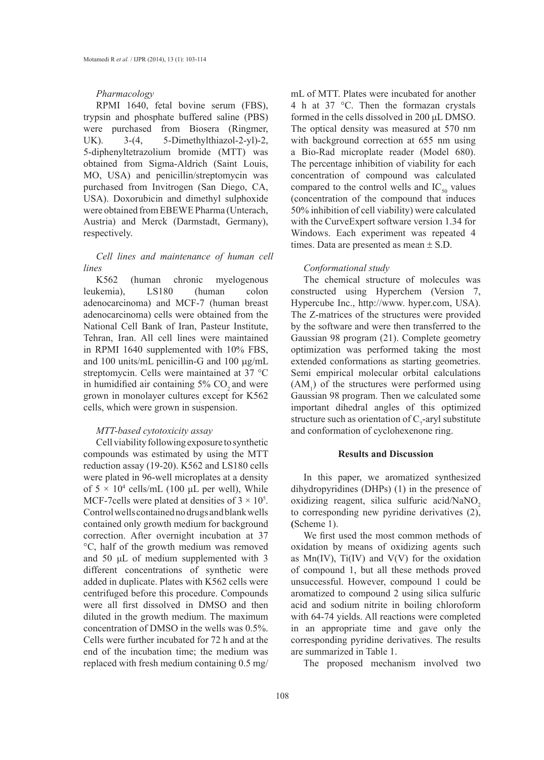*Pharmacology*

RPMI 1640, fetal bovine serum (FBS), trypsin and phosphate buffered saline (PBS) were purchased from Biosera (Ringmer, UK). 3-(4, 5-Dimethylthiazol-2-yl)-2, 5-diphenyltetrazolium bromide (MTT) was obtained from Sigma-Aldrich (Saint Louis, MO, USA) and penicillin/streptomycin was purchased from Invitrogen (San Diego, CA, USA). Doxorubicin and dimethyl sulphoxide were obtained from EBEWE Pharma (Unterach, Austria) and Merck (Darmstadt, Germany), respectively.

*Cell lines and maintenance of human cell lines*

K562 (human chronic myelogenous leukemia), LS180 (human colon adenocarcinoma) and MCF-7 (human breast adenocarcinoma) cells were obtained from the National Cell Bank of Iran, Pasteur Institute, Tehran, Iran. All cell lines were maintained in RPMI 1640 supplemented with 10% FBS, and 100 units/mL penicillin-G and 100 μg/mL streptomycin. Cells were maintained at 37 °C in humidified air containing 5% $CO_2$ and were grown in monolayer cultures, except for K562 cells, which were grown in suspension.

*MTT-based cytotoxicity assay*

Cell viability following exposure to synthetic compounds was estimated by using the MTT reduction assay (19-20). K562 and LS180 cells were plated in 96-well microplates at a density of $5 \times 10^4$ cells/mL (100 μL per well), While MCF-7cells were plated at densities of $3 \times 10^5$. Control wells contained no drugs and blank wells contained only growth medium for background correction. After overnight incubation at 37 °C, half of the growth medium was removed and 50 μL of medium supplemented with 3 different concentrations of synthetic were added in duplicate. Plates with K562 cells were centrifuged before this procedure. Compounds were all first dissolved in DMSO and then diluted in the growth medium. The maximum concentration of DMSO in the wells was 0.5%. Cells were further incubated for 72 h and at the end of the incubation time; the medium was replaced with fresh medium containing 0.5 mg/mL of MTT. Plates were incubated for another 4 h at 37 °C. Then the formazan crystals formed in the cells dissolved in 200 μL DMSO. The optical density was measured at 570 nm with background correction at 655 nm using a Bio-Rad microplate reader (Model 680). The percentage inhibition of viability for each concentration of compound was calculated compared to the control wells and $IC_{50}$ values (concentration of the compound that induces 50% inhibition of cell viability) were calculated with the CurveExpert software version 1.34 for Windows. Each experiment was repeated 4 times. Data are presented as mean ± S.D.

*Conformational study*

The chemical structure of molecules was constructed using Hyperchem (Version 7, Hypercube Inc., http://www. hyper.com, USA). The Z-matrices of the structures were provided by the software and were then transferred to the Gaussian 98 program (21). Complete geometry optimization was performed taking the most extended conformations as starting geometries. Semi empirical molecular orbital calculations ($AM_1$) of the structures were performed using Gaussian 98 program. Then we calculated some important dihedral angles of this optimized structure such as orientation of $C_7$-aryl substitute and conformation of cyclohexenone ring.

## Results and Discussion

In this paper, we aromatized synthesized dihydropyridines (DHPs) (1) in the presence of oxidizing reagent, silica sulfuric acid/$NaNO_2$ to corresponding new pyridine derivatives (2), (Scheme 1).

We first used the most common methods of oxidation by means of oxidizing agents such as Mn(IV), Ti(IV) and V(V) for the oxidation of compound 1, but all these methods proved unsuccessful. However, compound 1 could be aromatized to compound 2 using silica sulfuric acid and sodium nitrite in boiling chloroform with 64-74 yields. All reactions were completed in an appropriate time and gave only the corresponding pyridine derivatives. The results are summarized in Table 1.

The proposed mechanism involved two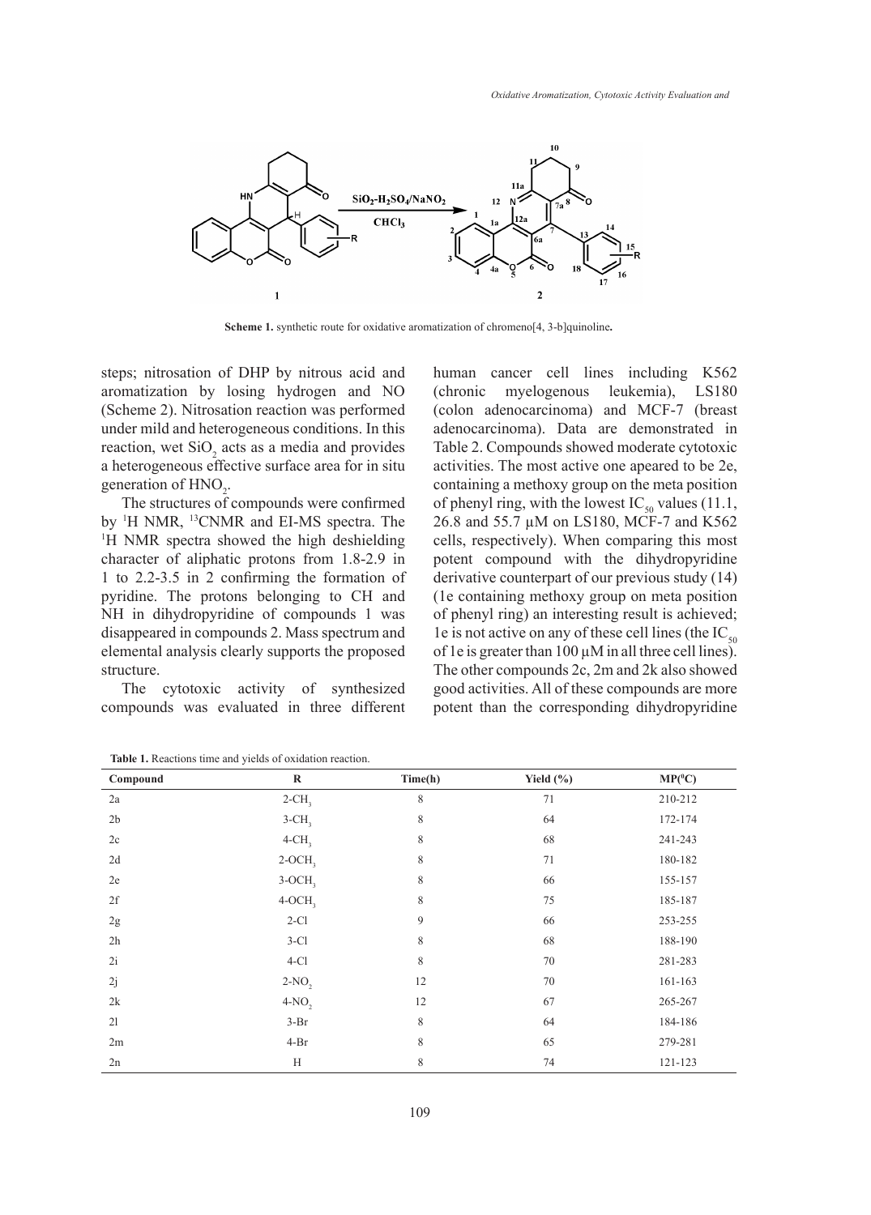**Scheme 1.** synthetic route for oxidative aromatization of chromeno[4, 3-b]quinoline**.**

steps; nitrosation of DHP by nitrous acid and aromatization by losing hydrogen and NO (Scheme 2). Nitrosation reaction was performed under mild and heterogeneous conditions. In this reaction, wet $SiO_2$ acts as a media and provides a heterogeneous effective surface area for in situ generation of $HNO_2$.

The structures of compounds were confirmed by $^1$H NMR, $^{13}$CNMR and EI-MS spectra. The $^1$H NMR spectra showed the high deshielding character of aliphatic protons from 1.8-2.9 in 1 to 2.2-3.5 in 2 confirming the formation of pyridine. The protons belonging to CH and NH in dihydropyridine of compounds 1 was disappeared in compounds 2. Mass spectrum and elemental analysis clearly supports the proposed structure.

The cytotoxic activity of synthesized compounds was evaluated in three different human cancer cell lines including K562 (chronic myelogenous leukemia), LS180 (colon adenocarcinoma) and MCF-7 (breast adenocarcinoma). Data are demonstrated in Table 2. Compounds showed moderate cytotoxic activities. The most active one apeared to be 2e, containing a methoxy group on the meta position of phenyl ring, with the lowest $IC_{50}$ values (11.1, 26.8 and 55.7 µM on LS180, MCF-7 and K562 cells, respectively). When comparing this most potent compound with the dihydropyridine derivative counterpart of our previous study (14) (1e containing methoxy group on meta position of phenyl ring) an interesting result is achieved; 1e is not active on any of these cell lines (the $IC_{50}$ of 1e is greater than 100 µM in all three cell lines). The other compounds 2c, 2m and 2k also showed good activities. All of these compounds are more potent than the corresponding dihydropyridine

**Table 1.** Reactions time and yields of oxidation reaction.

| Compound | R | Time(h) | Yield (%) | MP($^0$C) |
|---|---|---|---|---|
| 2a | 2-$CH_3$ | 8 | 71 | 210-212 |
| 2b | 3-$CH_3$ | 8 | 64 | 172-174 |
| 2c | 4-$CH_3$ | 8 | 68 | 241-243 |
| 2d | 2-$OCH_3$ | 8 | 71 | 180-182 |
| 2e | 3-$OCH_3$ | 8 | 66 | 155-157 |
| 2f | 4-$OCH_3$ | 8 | 75 | 185-187 |
| 2g | 2-Cl | 9 | 66 | 253-255 |
| 2h | 3-Cl | 8 | 68 | 188-190 |
| 2i | 4-Cl | 8 | 70 | 281-283 |
| 2j | 2-$NO_2$ | 12 | 70 | 161-163 |
| 2k | 4-$NO_2$ | 12 | 67 | 265-267 |
| 2l | 3-Br | 8 | 64 | 184-186 |
| 2m | 4-Br | 8 | 65 | 279-281 |
| 2n | H | 8 | 74 | 121-123 |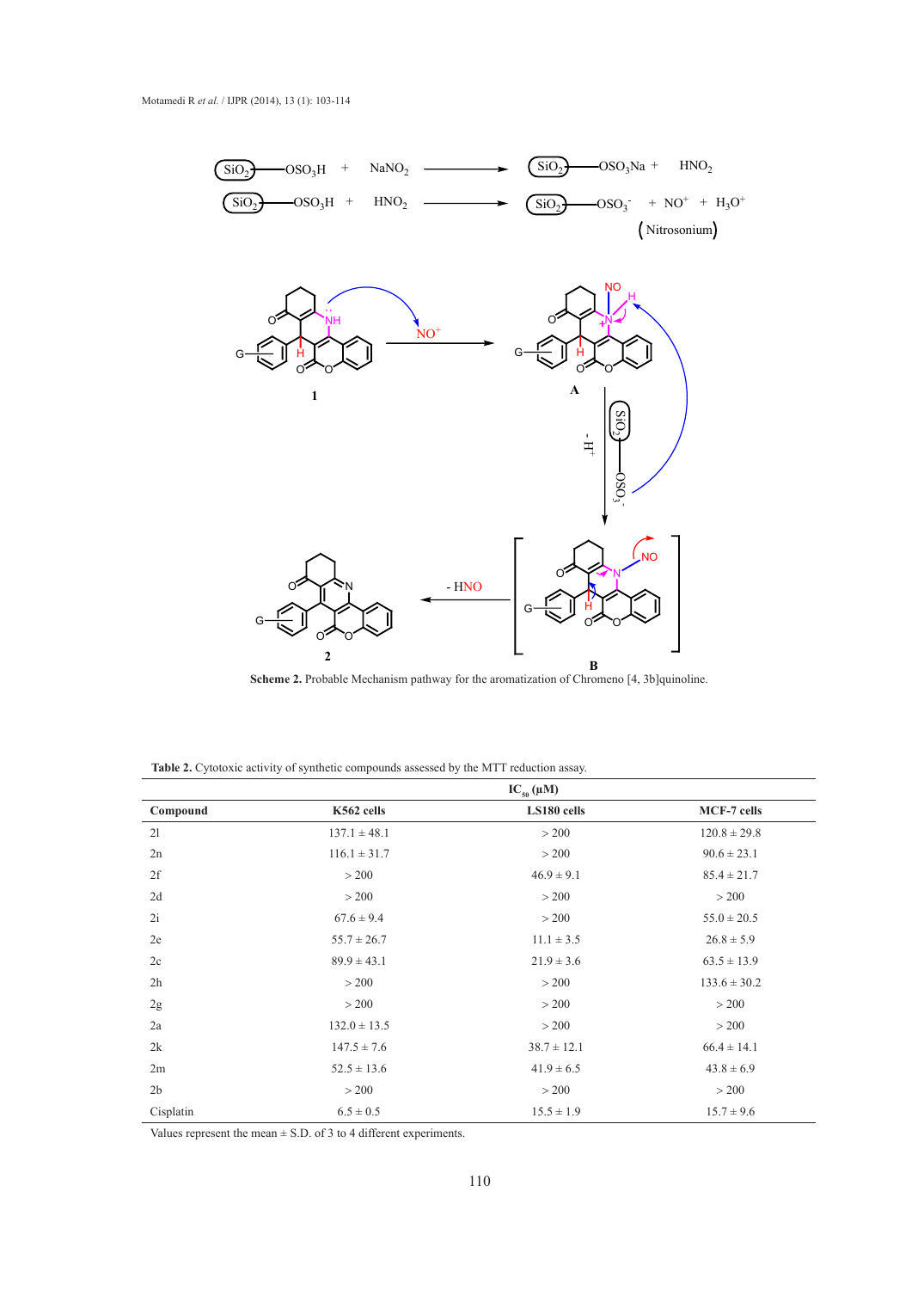$$SiO_2{-}OSO_3H + NaNO_2 \longrightarrow SiO_2{-}OSO_3Na + HNO_2$$

$$SiO_2{-}OSO_3H + HNO_2 \longrightarrow SiO_2{-}OSO_3^- + NO^+ + H_3O^+$$

(Nitrosonium)

**Scheme 2.** Probable Mechanism pathway for the aromatization of Chromeno [4, 3b]quinoline.

**Table 2.** Cytotoxic activity of synthetic compounds assessed by the MTT reduction assay.

| | $IC_{50}$ (μM) | | |
|---|---|---|---|
| **Compound** | **K562 cells** | **LS180 cells** | **MCF-7 cells** |
| 2l | 137.1 ± 48.1 | > 200 | 120.8 ± 29.8 |
| 2n | 116.1 ± 31.7 | > 200 | 90.6 ± 23.1 |
| 2f | > 200 | 46.9 ± 9.1 | 85.4 ± 21.7 |
| 2d | > 200 | > 200 | > 200 |
| 2i | 67.6 ± 9.4 | > 200 | 55.0 ± 20.5 |
| 2e | 55.7 ± 26.7 | 11.1 ± 3.5 | 26.8 ± 5.9 |
| 2c | 89.9 ± 43.1 | 21.9 ± 3.6 | 63.5 ± 13.9 |
| 2h | > 200 | > 200 | 133.6 ± 30.2 |
| 2g | > 200 | > 200 | > 200 |
| 2a | 132.0 ± 13.5 | > 200 | > 200 |
| 2k | 147.5 ± 7.6 | 38.7 ± 12.1 | 66.4 ± 14.1 |
| 2m | 52.5 ± 13.6 | 41.9 ± 6.5 | 43.8 ± 6.9 |
| 2b | > 200 | > 200 | > 200 |
| Cisplatin | 6.5 ± 0.5 | 15.5 ± 1.9 | 15.7 ± 9.6 |

Values represent the mean ± S.D. of 3 to 4 different experiments.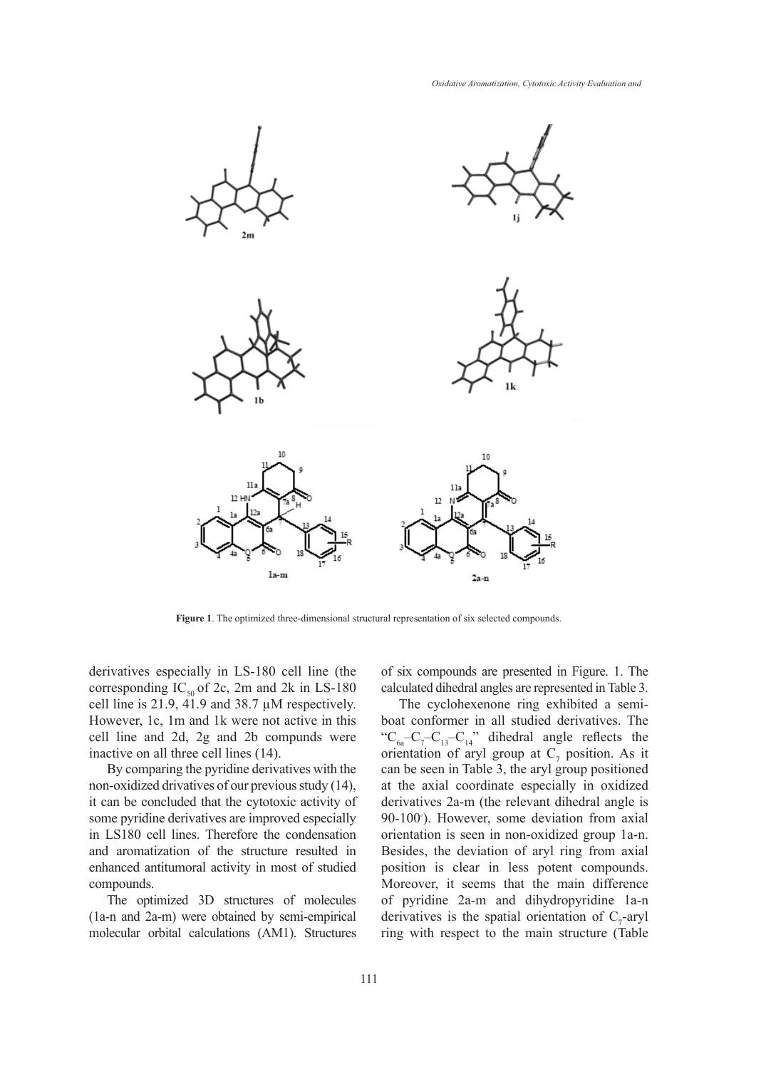**Figure 1**. The optimized three-dimensional structural representation of six selected compounds.

derivatives especially in LS-180 cell line (the corresponding $IC_{50}$ of 2c, 2m and 2k in LS-180 cell line is 21.9, 41.9 and 38.7 μM respectively. However, 1c, 1m and 1k were not active in this cell line and 2d, 2g and 2b compunds were inactive on all three cell lines (14).

By comparing the pyridine derivatives with the non-oxidized drivatives of our previous study (14), it can be concluded that the cytotoxic activity of some pyridine derivatives are improved especially in LS180 cell lines. Therefore the condensation and aromatization of the structure resulted in enhanced antitumoral activity in most of studied compounds.

The optimized 3D structures of molecules (1a-n and 2a-m) were obtained by semi-empirical molecular orbital calculations (AM1). Structures of six compounds are presented in Figure. 1. The calculated dihedral angles are represented in Table 3.

The cyclohexenone ring exhibited a semi-boat conformer in all studied derivatives. The "$C_{6a}$–$C_7$–$C_{13}$–$C_{14}$" dihedral angle reflects the orientation of aryl group at $C_7$ position. As it can be seen in Table 3, the aryl group positioned at the axial coordinate especially in oxidized derivatives 2a-m (the relevant dihedral angle is 90-100°). However, some deviation from axial orientation is seen in non-oxidized group 1a-n. Besides, the deviation of aryl ring from axial position is clear in less potent compounds. Moreover, it seems that the main difference of pyridine 2a-m and dihydropyridine 1a-n derivatives is the spatial orientation of $C_7$-aryl ring with respect to the main structure (Table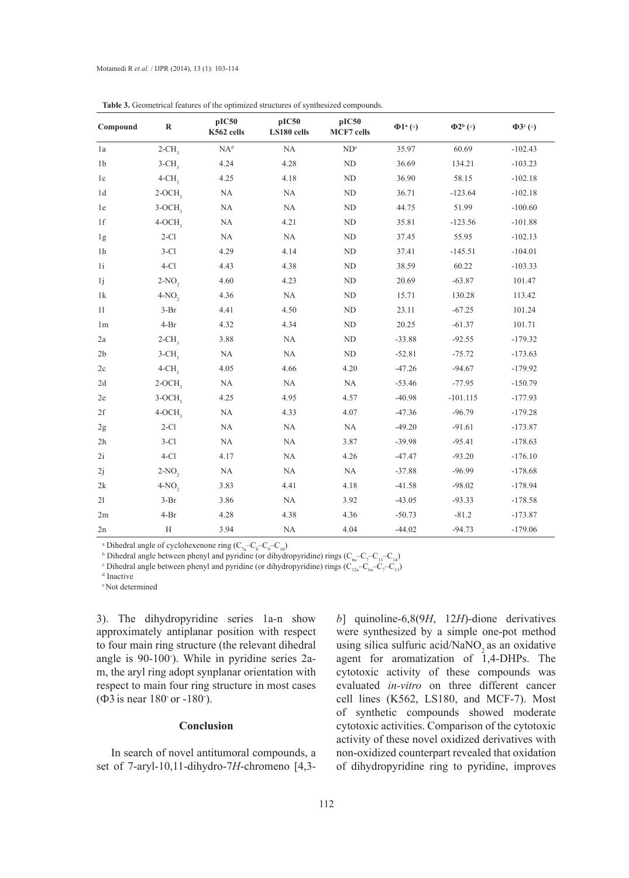**Table 3.** Geometrical features of the optimized structures of synthesized compounds.

| Compound | R | pIC50 K562 cells | pIC50 LS180 cells | pIC50 MCF7 cells | Φ1[a] (°) | Φ2[b] (°) | Φ3[c] (°) |
|---|---|---|---|---|---|---|---|
| 1a | 2-$CH_3$ | NA[d] | NA | ND[e] | 35.97 | 60.69 | -102.43 |
| 1b | 3-$CH_3$ | 4.24 | 4.28 | ND | 36.69 | 134.21 | -103.23 |
| 1c | 4-$CH_3$ | 4.25 | 4.18 | ND | 36.90 | 58.15 | -102.18 |
| 1d | 2-$OCH_3$ | NA | NA | ND | 36.71 | -123.64 | -102.18 |
| 1e | 3-$OCH_3$ | NA | NA | ND | 44.75 | 51.99 | -100.60 |
| 1f | 4-$OCH_3$ | NA | 4.21 | ND | 35.81 | -123.56 | -101.88 |
| 1g | 2-Cl | NA | NA | ND | 37.45 | 55.95 | -102.13 |
| 1h | 3-Cl | 4.29 | 4.14 | ND | 37.41 | -145.51 | -104.01 |
| 1i | 4-Cl | 4.43 | 4.38 | ND | 38.59 | 60.22 | -103.33 |
| 1j | 2-$NO_2$ | 4.60 | 4.23 | ND | 20.69 | -63.87 | 101.47 |
| 1k | 4-$NO_2$ | 4.36 | NA | ND | 15.71 | 130.28 | 113.42 |
| 1l | 3-Br | 4.41 | 4.50 | ND | 23.11 | -67.25 | 101.24 |
| 1m | 4-Br | 4.32 | 4.34 | ND | 20.25 | -61.37 | 101.71 |
| 2a | 2-$CH_3$ | 3.88 | NA | ND | -33.88 | -92.55 | -179.32 |
| 2b | 3-$CH_3$ | NA | NA | ND | -52.81 | -75.72 | -173.63 |
| 2c | 4-$CH_3$ | 4.05 | 4.66 | 4.20 | -47.26 | -94.67 | -179.92 |
| 2d | 2-$OCH_3$ | NA | NA | NA | -53.46 | -77.95 | -150.79 |
| 2e | 3-$OCH_3$ | 4.25 | 4.95 | 4.57 | -40.98 | -101.115 | -177.93 |
| 2f | 4-$OCH_3$ | NA | 4.33 | 4.07 | -47.36 | -96.79 | -179.28 |
| 2g | 2-Cl | NA | NA | NA | -49.20 | -91.61 | -173.87 |
| 2h | 3-Cl | NA | NA | 3.87 | -39.98 | -95.41 | -178.63 |
| 2i | 4-Cl | 4.17 | NA | 4.26 | -47.47 | -93.20 | -176.10 |
| 2j | 2-$NO_2$ | NA | NA | NA | -37.88 | -96.99 | -178.68 |
| 2k | 4-$NO_2$ | 3.83 | 4.41 | 4.18 | -41.58 | -98.02 | -178.94 |
| 2l | 3-Br | 3.86 | NA | 3.92 | -43.05 | -93.33 | -178.58 |
| 2m | 4-Br | 4.28 | 4.38 | 4.36 | -50.73 | -81.2 | -173.87 |
| 2n | H | 3.94 | NA | 4.04 | -44.02 | -94.73 | -179.06 |

[a] Dihedral angle of cyclohexenone ring ($C_{7a}$–$C_8$–$C_9$–$C_{10}$)

[b] Dihedral angle between phenyl and pyridine (or dihydropyridine) rings ($C_{6a}$–$C_7$–$C_{13}$–$C_{14}$)

[c] Dihedral angle between phenyl and pyridine (or dihydropyridine) rings ($C_{12a}$–$C_{6a}$–$C_7$–$C_{13}$)

[d] Inactive

[e] Not determined

3). The dihydropyridine series 1a-n show approximately antiplanar position with respect to four main ring structure (the relevant dihedral angle is 90-100°). While in pyridine series 2a-m, the aryl ring adopt synplanar orientation with respect to main four ring structure in most cases (Φ3 is near 180° or -180°).

## Conclusion

In search of novel antitumoral compounds, a set of 7-aryl-10,11-dihydro-7*H*-chromeno [4,3-*b*] quinoline-6,8(9*H*, 12*H*)-dione derivatives were synthesized by a simple one-pot method using silica sulfuric acid/$NaNO_2$ as an oxidative agent for aromatization of 1,4-DHPs. The cytotoxic activity of these compounds was evaluated *in-vitro* on three different cancer cell lines (K562, LS180, and MCF-7). Most of synthetic compounds showed moderate cytotoxic activities. Comparison of the cytotoxic activity of these novel oxidized derivatives with non-oxidized counterpart revealed that oxidation of dihydropyridine ring to pyridine, improves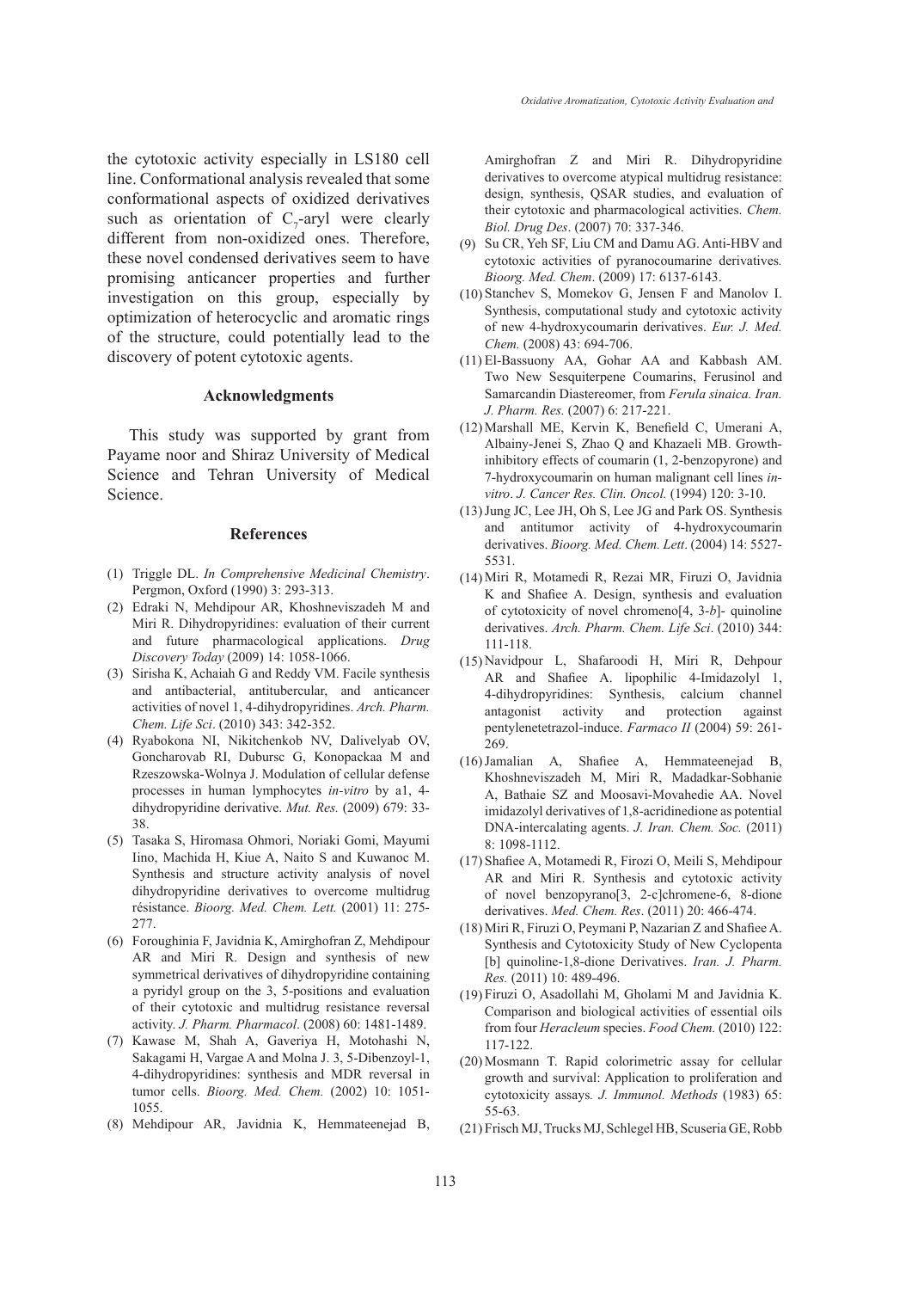the cytotoxic activity especially in LS180 cell line. Conformational analysis revealed that some conformational aspects of oxidized derivatives such as orientation of $C_7$-aryl were clearly different from non-oxidized ones. Therefore, these novel condensed derivatives seem to have promising anticancer properties and further investigation on this group, especially by optimization of heterocyclic and aromatic rings of the structure, could potentially lead to the discovery of potent cytotoxic agents.

## Acknowledgments

This study was supported by grant from Payame noor and Shiraz University of Medical Science and Tehran University of Medical Science.

## References

(1) Triggle DL. *In Comprehensive Medicinal Chemistry*. Pergmon, Oxford (1990) 3: 293-313.

(2) Edraki N, Mehdipour AR, Khoshneviszadeh M and Miri R. Dihydropyridines: evaluation of their current and future pharmacological applications. *Drug Discovery Today* (2009) 14: 1058-1066.

(3) Sirisha K, Achaiah G and Reddy VM. Facile synthesis and antibacterial, antitubercular, and anticancer activities of novel 1, 4-dihydropyridines. *Arch. Pharm. Chem. Life Sci*. (2010) 343: 342-352.

(4) Ryabokona NI, Nikitchenkob NV, Dalivelyab OV, Goncharovab RI, Dubursc G, Konopackaa M and Rzeszowska-Wolnya J. Modulation of cellular defense processes in human lymphocytes *in-vitro* by a1, 4-dihydropyridine derivative. *Mut. Res.* (2009) 679: 33-38.

(5) Tasaka S, Hiromasa Ohmori, Noriaki Gomi, Mayumi Iino, Machida H, Kiue A, Naito S and Kuwanoc M. Synthesis and structure activity analysis of novel dihydropyridine derivatives to overcome multidrug résistance. *Bioorg. Med. Chem. Lett.* (2001) 11: 275-277.

(6) Foroughinia F, Javidnia K, Amirghofran Z, Mehdipour AR and Miri R. Design and synthesis of new symmetrical derivatives of dihydropyridine containing a pyridyl group on the 3, 5-positions and evaluation of their cytotoxic and multidrug resistance reversal activity. *J. Pharm. Pharmacol*. (2008) 60: 1481-1489.

(7) Kawase M, Shah A, Gaveriya H, Motohashi N, Sakagami H, Vargae A and Molna J. 3, 5-Dibenzoyl-1, 4-dihydropyridines: synthesis and MDR reversal in tumor cells. *Bioorg. Med. Chem.* (2002) 10: 1051-1055.

(8) Mehdipour AR, Javidnia K, Hemmateenejad B, Amirghofran Z and Miri R. Dihydropyridine derivatives to overcome atypical multidrug resistance: design, synthesis, QSAR studies, and evaluation of their cytotoxic and pharmacological activities. *Chem. Biol. Drug Des*. (2007) 70: 337-346.

(9) Su CR, Yeh SF, Liu CM and Damu AG. Anti-HBV and cytotoxic activities of pyranocoumarine derivatives*. Bioorg. Med. Chem*. (2009) 17: 6137-6143.

(10) Stanchev S, Momekov G, Jensen F and Manolov I. Synthesis, computational study and cytotoxic activity of new 4-hydroxycoumarin derivatives. *Eur. J. Med. Chem.* (2008) 43: 694-706.

(11) El-Bassuony AA, Gohar AA and Kabbash AM. Two New Sesquiterpene Coumarins, Ferusinol and Samarcandin Diastereomer, from *Ferula sinaica. Iran. J. Pharm. Res.* (2007) 6: 217-221.

(12) Marshall ME, Kervin K, Benefield C, Umerani A, Albainy-Jenei S, Zhao Q and Khazaeli MB. Growth-inhibitory effects of coumarin (1, 2-benzopyrone) and 7-hydroxycoumarin on human malignant cell lines *in-vitro*. *J. Cancer Res. Clin. Oncol.* (1994) 120: 3-10.

(13) Jung JC, Lee JH, Oh S, Lee JG and Park OS. Synthesis and antitumor activity of 4-hydroxycoumarin derivatives. *Bioorg. Med. Chem. Lett*. (2004) 14: 5527-5531.

(14) Miri R, Motamedi R, Rezai MR, Firuzi O, Javidnia K and Shafiee A. Design, synthesis and evaluation of cytotoxicity of novel chromeno[4, 3-*b*]- quinoline derivatives. *Arch. Pharm. Chem. Life Sci*. (2010) 344: 111-118.

(15) Navidpour L, Shafaroodi H, Miri R, Dehpour AR and Shafiee A. lipophilic 4-Imidazolyl 1, 4-dihydropyridines: Synthesis, calcium channel antagonist activity and protection against pentylenetetrazol-induce. *Farmaco II* (2004) 59: 261-269.

(16) Jamalian A, Shafiee A, Hemmateenejad B, Khoshneviszadeh M, Miri R, Madadkar-Sobhanie A, Bathaie SZ and Moosavi-Movahedie AA. Novel imidazolyl derivatives of 1,8-acridinedione as potential DNA-intercalating agents. *J. Iran. Chem. Soc.* (2011) 8: 1098-1112.

(17) Shafiee A, Motamedi R, Firozi O, Meili S, Mehdipour AR and Miri R. Synthesis and cytotoxic activity of novel benzopyrano[3, 2-c]chromene-6, 8-dione derivatives. *Med. Chem. Res*. (2011) 20: 466-474.

(18) Miri R, Firuzi O, Peymani P, Nazarian Z and Shafiee A. Synthesis and Cytotoxicity Study of New Cyclopenta [b] quinoline-1,8-dione Derivatives. *Iran. J. Pharm. Res.* (2011) 10: 489-496.

(19) Firuzi O, Asadollahi M, Gholami M and Javidnia K. Comparison and biological activities of essential oils from four *Heracleum* species. *Food Chem.* (2010) 122: 117-122.

(20) Mosmann T. Rapid colorimetric assay for cellular growth and survival: Application to proliferation and cytotoxicity assays*. J. Immunol. Methods* (1983) 65: 55-63.

(21) Frisch MJ, Trucks MJ, Schlegel HB, Scuseria GE, Robb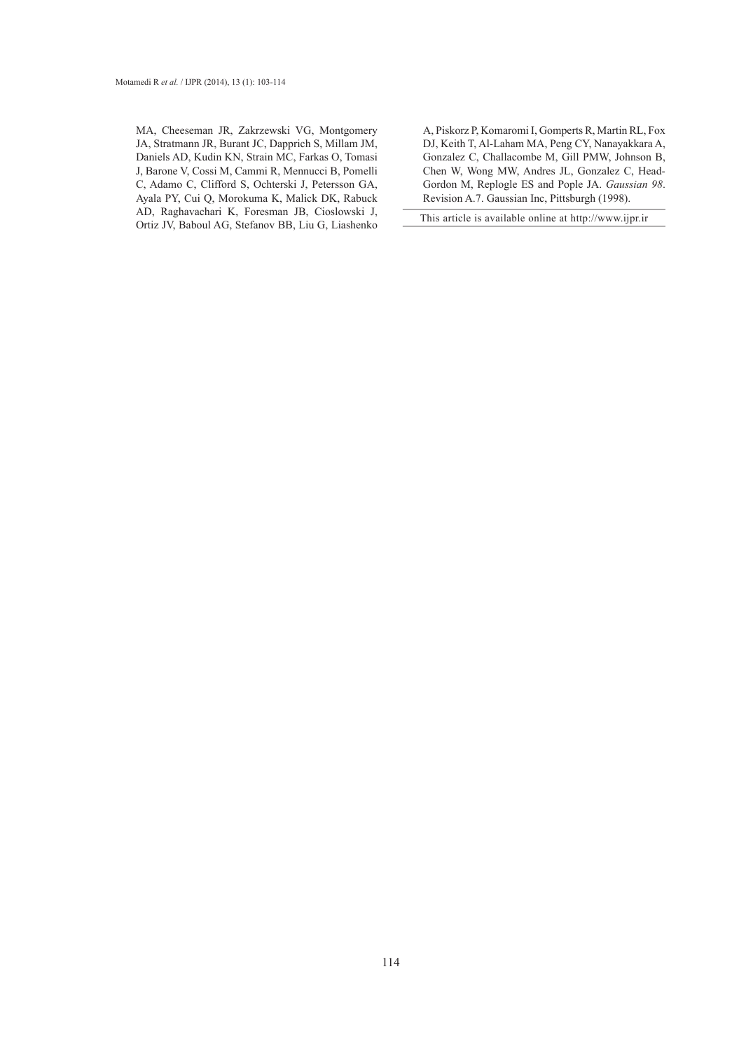MA, Cheeseman JR, Zakrzewski VG, Montgomery JA, Stratmann JR, Burant JC, Dapprich S, Millam JM, Daniels AD, Kudin KN, Strain MC, Farkas O, Tomasi J, Barone V, Cossi M, Cammi R, Mennucci B, Pomelli C, Adamo C, Clifford S, Ochterski J, Petersson GA, Ayala PY, Cui Q, Morokuma K, Malick DK, Rabuck AD, Raghavachari K, Foresman JB, Cioslowski J, Ortiz JV, Baboul AG, Stefanov BB, Liu G, Liashenko A, Piskorz P, Komaromi I, Gomperts R, Martin RL, Fox DJ, Keith T, Al-Laham MA, Peng CY, Nanayakkara A, Gonzalez C, Challacombe M, Gill PMW, Johnson B, Chen W, Wong MW, Andres JL, Gonzalez C, Head-Gordon M, Replogle ES and Pople JA. *Gaussian 98*. Revision A.7. Gaussian Inc, Pittsburgh (1998).

This article is available online at http://www.ijpr.ir